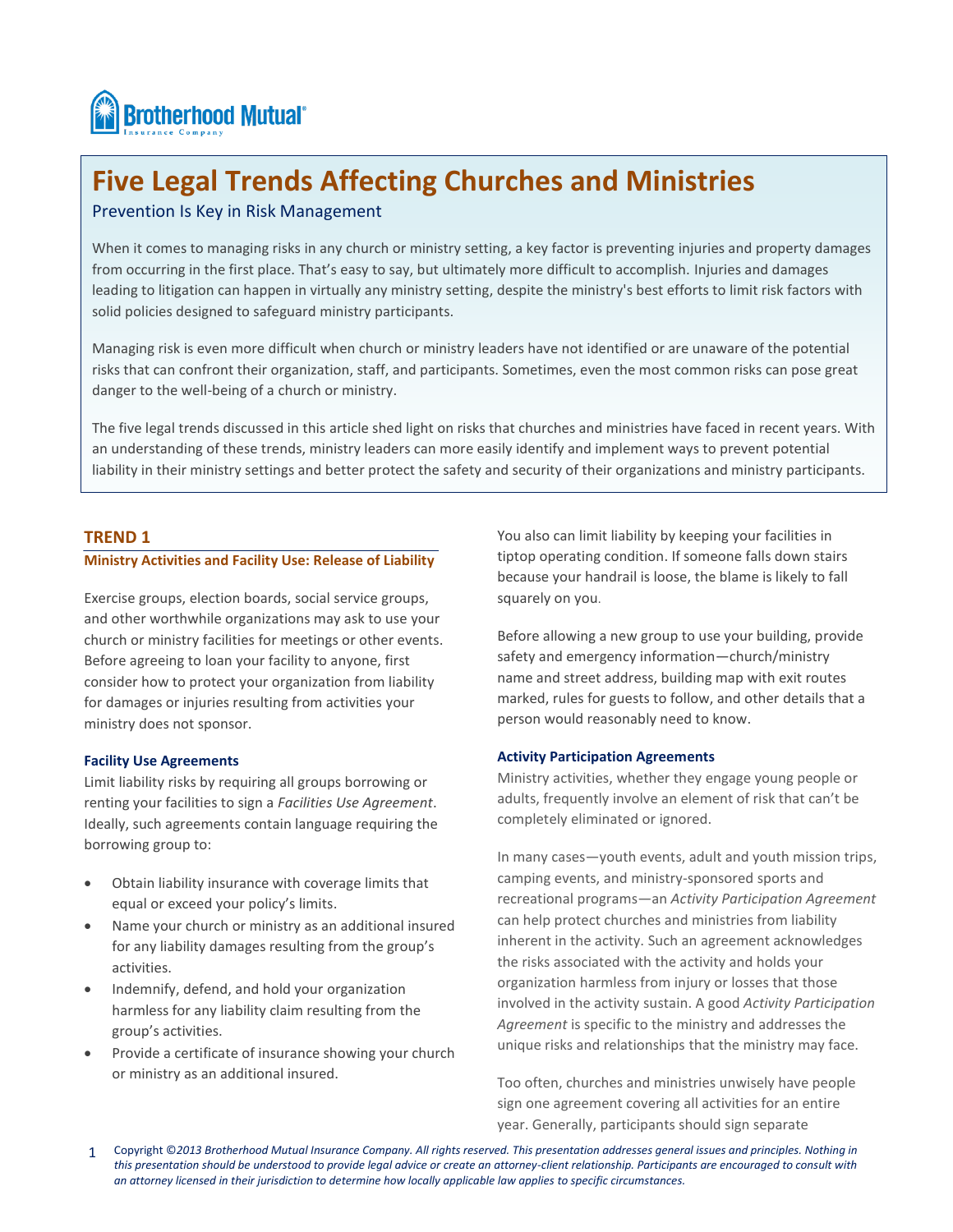Brotherhood Mutual
Insurance Company

# Five Legal Trends Affecting Churches and Ministries

## Prevention Is Key in Risk Management

When it comes to managing risks in any church or ministry setting, a key factor is preventing injuries and property damages from occurring in the first place. That's easy to say, but ultimately more difficult to accomplish. Injuries and damages leading to litigation can happen in virtually any ministry setting, despite the ministry's best efforts to limit risk factors with solid policies designed to safeguard ministry participants.

Managing risk is even more difficult when church or ministry leaders have not identified or are unaware of the potential risks that can confront their organization, staff, and participants. Sometimes, even the most common risks can pose great danger to the well-being of a church or ministry.

The five legal trends discussed in this article shed light on risks that churches and ministries have faced in recent years. With an understanding of these trends, ministry leaders can more easily identify and implement ways to prevent potential liability in their ministry settings and better protect the safety and security of their organizations and ministry participants.

## TREND 1

### Ministry Activities and Facility Use: Release of Liability

Exercise groups, election boards, social service groups, and other worthwhile organizations may ask to use your church or ministry facilities for meetings or other events. Before agreeing to loan your facility to anyone, first consider how to protect your organization from liability for damages or injuries resulting from activities your ministry does not sponsor.

#### Facility Use Agreements

Limit liability risks by requiring all groups borrowing or renting your facilities to sign a *Facilities Use Agreement*. Ideally, such agreements contain language requiring the borrowing group to:

- Obtain liability insurance with coverage limits that equal or exceed your policy's limits.
- Name your church or ministry as an additional insured for any liability damages resulting from the group's activities.
- Indemnify, defend, and hold your organization harmless for any liability claim resulting from the group's activities.
- Provide a certificate of insurance showing your church or ministry as an additional insured.

You also can limit liability by keeping your facilities in tiptop operating condition. If someone falls down stairs because your handrail is loose, the blame is likely to fall squarely on you.

Before allowing a new group to use your building, provide safety and emergency information—church/ministry name and street address, building map with exit routes marked, rules for guests to follow, and other details that a person would reasonably need to know.

#### Activity Participation Agreements

Ministry activities, whether they engage young people or adults, frequently involve an element of risk that can't be completely eliminated or ignored.

In many cases—youth events, adult and youth mission trips, camping events, and ministry-sponsored sports and recreational programs—an *Activity Participation Agreement* can help protect churches and ministries from liability inherent in the activity. Such an agreement acknowledges the risks associated with the activity and holds your organization harmless from injury or losses that those involved in the activity sustain. A good *Activity Participation Agreement* is specific to the ministry and addresses the unique risks and relationships that the ministry may face.

Too often, churches and ministries unwisely have people sign one agreement covering all activities for an entire year. Generally, participants should sign separate

Copyright ©*2013 Brotherhood Mutual Insurance Company. All rights reserved. This presentation addresses general issues and principles. Nothing in this presentation should be understood to provide legal advice or create an attorney-client relationship. Participants are encouraged to consult with an attorney licensed in their jurisdiction to determine how locally applicable law applies to specific circumstances.*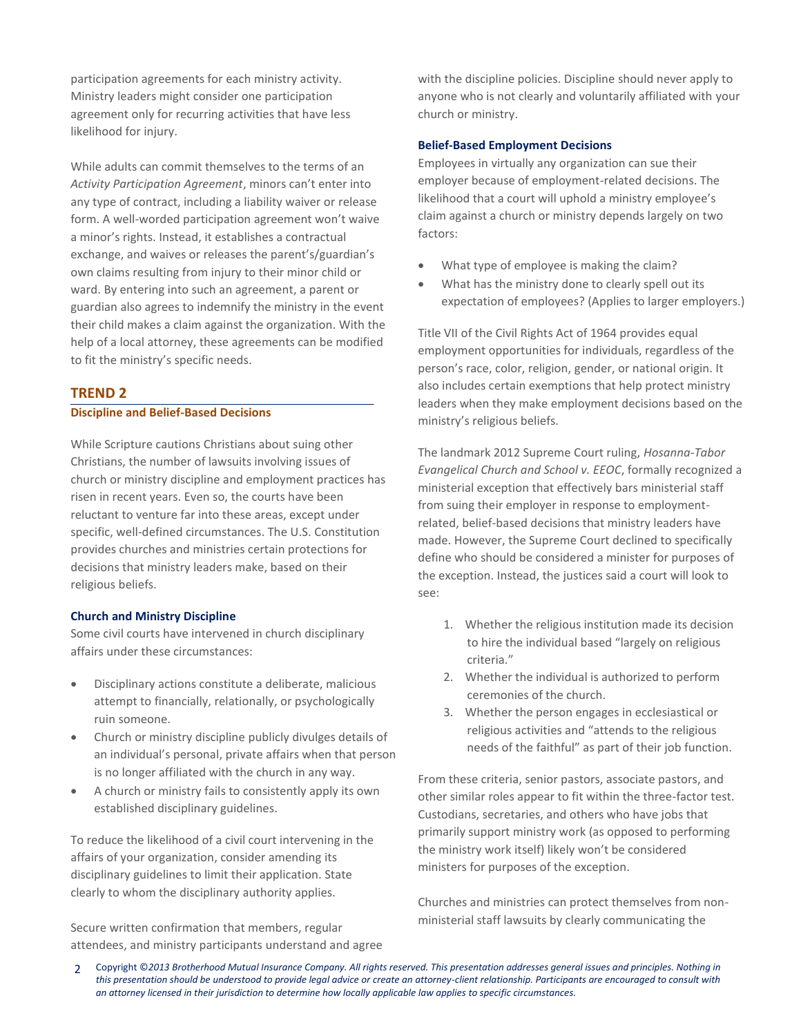participation agreements for each ministry activity. Ministry leaders might consider one participation agreement only for recurring activities that have less likelihood for injury.

While adults can commit themselves to the terms of an *Activity Participation Agreement*, minors can't enter into any type of contract, including a liability waiver or release form. A well-worded participation agreement won't waive a minor's rights. Instead, it establishes a contractual exchange, and waives or releases the parent's/guardian's own claims resulting from injury to their minor child or ward. By entering into such an agreement, a parent or guardian also agrees to indemnify the ministry in the event their child makes a claim against the organization. With the help of a local attorney, these agreements can be modified to fit the ministry's specific needs.

## TREND 2

### Discipline and Belief-Based Decisions

While Scripture cautions Christians about suing other Christians, the number of lawsuits involving issues of church or ministry discipline and employment practices has risen in recent years. Even so, the courts have been reluctant to venture far into these areas, except under specific, well-defined circumstances. The U.S. Constitution provides churches and ministries certain protections for decisions that ministry leaders make, based on their religious beliefs.

#### Church and Ministry Discipline

Some civil courts have intervened in church disciplinary affairs under these circumstances:

- Disciplinary actions constitute a deliberate, malicious attempt to financially, relationally, or psychologically ruin someone.
- Church or ministry discipline publicly divulges details of an individual's personal, private affairs when that person is no longer affiliated with the church in any way.
- A church or ministry fails to consistently apply its own established disciplinary guidelines.

To reduce the likelihood of a civil court intervening in the affairs of your organization, consider amending its disciplinary guidelines to limit their application. State clearly to whom the disciplinary authority applies.

Secure written confirmation that members, regular attendees, and ministry participants understand and agree with the discipline policies. Discipline should never apply to anyone who is not clearly and voluntarily affiliated with your church or ministry.

#### Belief-Based Employment Decisions

Employees in virtually any organization can sue their employer because of employment-related decisions. The likelihood that a court will uphold a ministry employee's claim against a church or ministry depends largely on two factors:

- What type of employee is making the claim?
- What has the ministry done to clearly spell out its expectation of employees? (Applies to larger employers.)

Title VII of the Civil Rights Act of 1964 provides equal employment opportunities for individuals, regardless of the person's race, color, religion, gender, or national origin. It also includes certain exemptions that help protect ministry leaders when they make employment decisions based on the ministry's religious beliefs.

The landmark 2012 Supreme Court ruling, *Hosanna-Tabor Evangelical Church and School v. EEOC*, formally recognized a ministerial exception that effectively bars ministerial staff from suing their employer in response to employment-related, belief-based decisions that ministry leaders have made. However, the Supreme Court declined to specifically define who should be considered a minister for purposes of the exception. Instead, the justices said a court will look to see:

1. Whether the religious institution made its decision to hire the individual based "largely on religious criteria."
2. Whether the individual is authorized to perform ceremonies of the church.
3. Whether the person engages in ecclesiastical or religious activities and "attends to the religious needs of the faithful" as part of their job function.

From these criteria, senior pastors, associate pastors, and other similar roles appear to fit within the three-factor test. Custodians, secretaries, and others who have jobs that primarily support ministry work (as opposed to performing the ministry work itself) likely won't be considered ministers for purposes of the exception.

Churches and ministries can protect themselves from non-ministerial staff lawsuits by clearly communicating the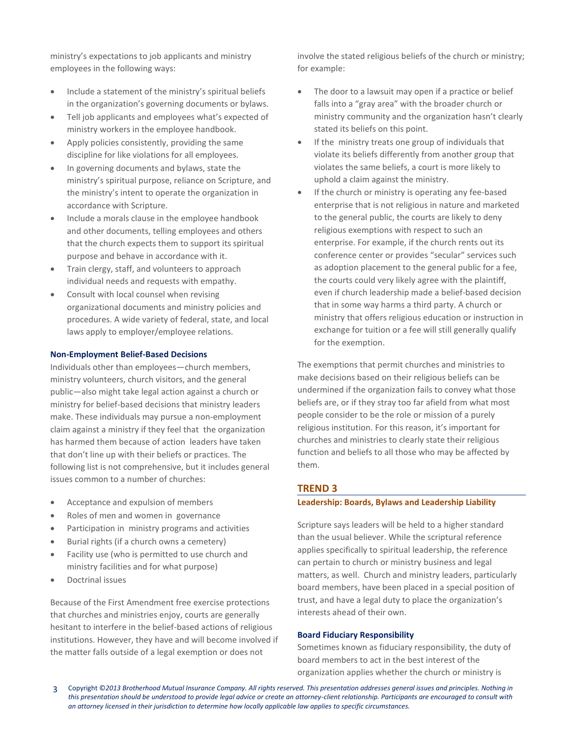ministry's expectations to job applicants and ministry employees in the following ways:

- Include a statement of the ministry's spiritual beliefs in the organization's governing documents or bylaws.
- Tell job applicants and employees what's expected of ministry workers in the employee handbook.
- Apply policies consistently, providing the same discipline for like violations for all employees.
- In governing documents and bylaws, state the ministry's spiritual purpose, reliance on Scripture, and the ministry's intent to operate the organization in accordance with Scripture.
- Include a morals clause in the employee handbook and other documents, telling employees and others that the church expects them to support its spiritual purpose and behave in accordance with it.
- Train clergy, staff, and volunteers to approach individual needs and requests with empathy.
- Consult with local counsel when revising organizational documents and ministry policies and procedures. A wide variety of federal, state, and local laws apply to employer/employee relations.

**Non-Employment Belief-Based Decisions**

Individuals other than employees—church members, ministry volunteers, church visitors, and the general public—also might take legal action against a church or ministry for belief-based decisions that ministry leaders make. These individuals may pursue a non-employment claim against a ministry if they feel that the organization has harmed them because of action leaders have taken that don't line up with their beliefs or practices. The following list is not comprehensive, but it includes general issues common to a number of churches:

- Acceptance and expulsion of members
- Roles of men and women in governance
- Participation in ministry programs and activities
- Burial rights (if a church owns a cemetery)
- Facility use (who is permitted to use church and ministry facilities and for what purpose)
- Doctrinal issues

Because of the First Amendment free exercise protections that churches and ministries enjoy, courts are generally hesitant to interfere in the belief-based actions of religious institutions. However, they have and will become involved if the matter falls outside of a legal exemption or does not involve the stated religious beliefs of the church or ministry; for example:

- The door to a lawsuit may open if a practice or belief falls into a "gray area" with the broader church or ministry community and the organization hasn't clearly stated its beliefs on this point.
- If the ministry treats one group of individuals that violate its beliefs differently from another group that violates the same beliefs, a court is more likely to uphold a claim against the ministry.
- If the church or ministry is operating any fee-based enterprise that is not religious in nature and marketed to the general public, the courts are likely to deny religious exemptions with respect to such an enterprise. For example, if the church rents out its conference center or provides "secular" services such as adoption placement to the general public for a fee, the courts could very likely agree with the plaintiff, even if church leadership made a belief-based decision that in some way harms a third party. A church or ministry that offers religious education or instruction in exchange for tuition or a fee will still generally qualify for the exemption.

The exemptions that permit churches and ministries to make decisions based on their religious beliefs can be undermined if the organization fails to convey what those beliefs are, or if they stray too far afield from what most people consider to be the role or mission of a purely religious institution. For this reason, it's important for churches and ministries to clearly state their religious function and beliefs to all those who may be affected by them.

## TREND 3

### Leadership: Boards, Bylaws and Leadership Liability

Scripture says leaders will be held to a higher standard than the usual believer. While the scriptural reference applies specifically to spiritual leadership, the reference can pertain to church or ministry business and legal matters, as well. Church and ministry leaders, particularly board members, have been placed in a special position of trust, and have a legal duty to place the organization's interests ahead of their own.

**Board Fiduciary Responsibility**

Sometimes known as fiduciary responsibility, the duty of board members to act in the best interest of the organization applies whether the church or ministry is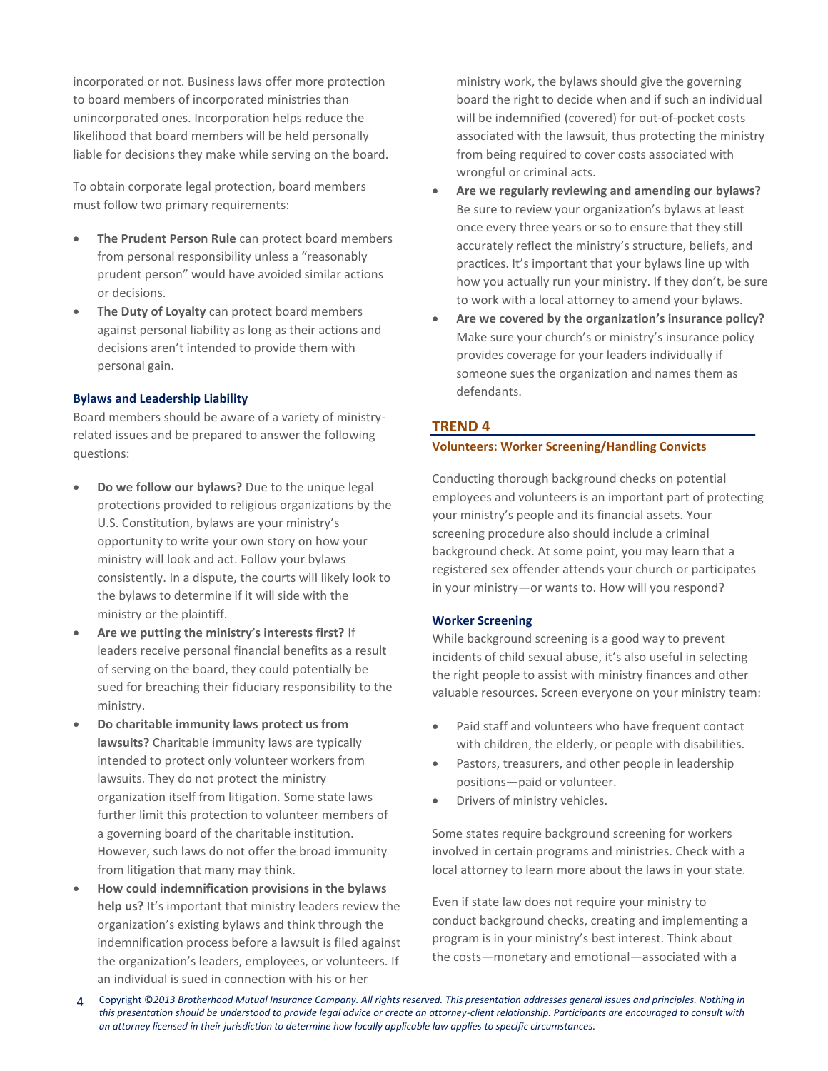incorporated or not. Business laws offer more protection to board members of incorporated ministries than unincorporated ones. Incorporation helps reduce the likelihood that board members will be held personally liable for decisions they make while serving on the board.

To obtain corporate legal protection, board members must follow two primary requirements:

- **The Prudent Person Rule** can protect board members from personal responsibility unless a "reasonably prudent person" would have avoided similar actions or decisions.
- **The Duty of Loyalty** can protect board members against personal liability as long as their actions and decisions aren't intended to provide them with personal gain.

### Bylaws and Leadership Liability

Board members should be aware of a variety of ministry-related issues and be prepared to answer the following questions:

- **Do we follow our bylaws?** Due to the unique legal protections provided to religious organizations by the U.S. Constitution, bylaws are your ministry's opportunity to write your own story on how your ministry will look and act. Follow your bylaws consistently. In a dispute, the courts will likely look to the bylaws to determine if it will side with the ministry or the plaintiff.
- **Are we putting the ministry's interests first?** If leaders receive personal financial benefits as a result of serving on the board, they could potentially be sued for breaching their fiduciary responsibility to the ministry.
- **Do charitable immunity laws protect us from lawsuits?** Charitable immunity laws are typically intended to protect only volunteer workers from lawsuits. They do not protect the ministry organization itself from litigation. Some state laws further limit this protection to volunteer members of a governing board of the charitable institution. However, such laws do not offer the broad immunity from litigation that many may think.
- **How could indemnification provisions in the bylaws help us?** It's important that ministry leaders review the organization's existing bylaws and think through the indemnification process before a lawsuit is filed against the organization's leaders, employees, or volunteers. If an individual is sued in connection with his or her ministry work, the bylaws should give the governing board the right to decide when and if such an individual will be indemnified (covered) for out-of-pocket costs associated with the lawsuit, thus protecting the ministry from being required to cover costs associated with wrongful or criminal acts.
- **Are we regularly reviewing and amending our bylaws?** Be sure to review your organization's bylaws at least once every three years or so to ensure that they still accurately reflect the ministry's structure, beliefs, and practices. It's important that your bylaws line up with how you actually run your ministry. If they don't, be sure to work with a local attorney to amend your bylaws.
- **Are we covered by the organization's insurance policy?** Make sure your church's or ministry's insurance policy provides coverage for your leaders individually if someone sues the organization and names them as defendants.

## TREND 4

### Volunteers: Worker Screening/Handling Convicts

Conducting thorough background checks on potential employees and volunteers is an important part of protecting your ministry's people and its financial assets. Your screening procedure also should include a criminal background check. At some point, you may learn that a registered sex offender attends your church or participates in your ministry—or wants to. How will you respond?

### Worker Screening

While background screening is a good way to prevent incidents of child sexual abuse, it's also useful in selecting the right people to assist with ministry finances and other valuable resources. Screen everyone on your ministry team:

- Paid staff and volunteers who have frequent contact with children, the elderly, or people with disabilities.
- Pastors, treasurers, and other people in leadership positions—paid or volunteer.
- Drivers of ministry vehicles.

Some states require background screening for workers involved in certain programs and ministries. Check with a local attorney to learn more about the laws in your state.

Even if state law does not require your ministry to conduct background checks, creating and implementing a program is in your ministry's best interest. Think about the costs—monetary and emotional—associated with a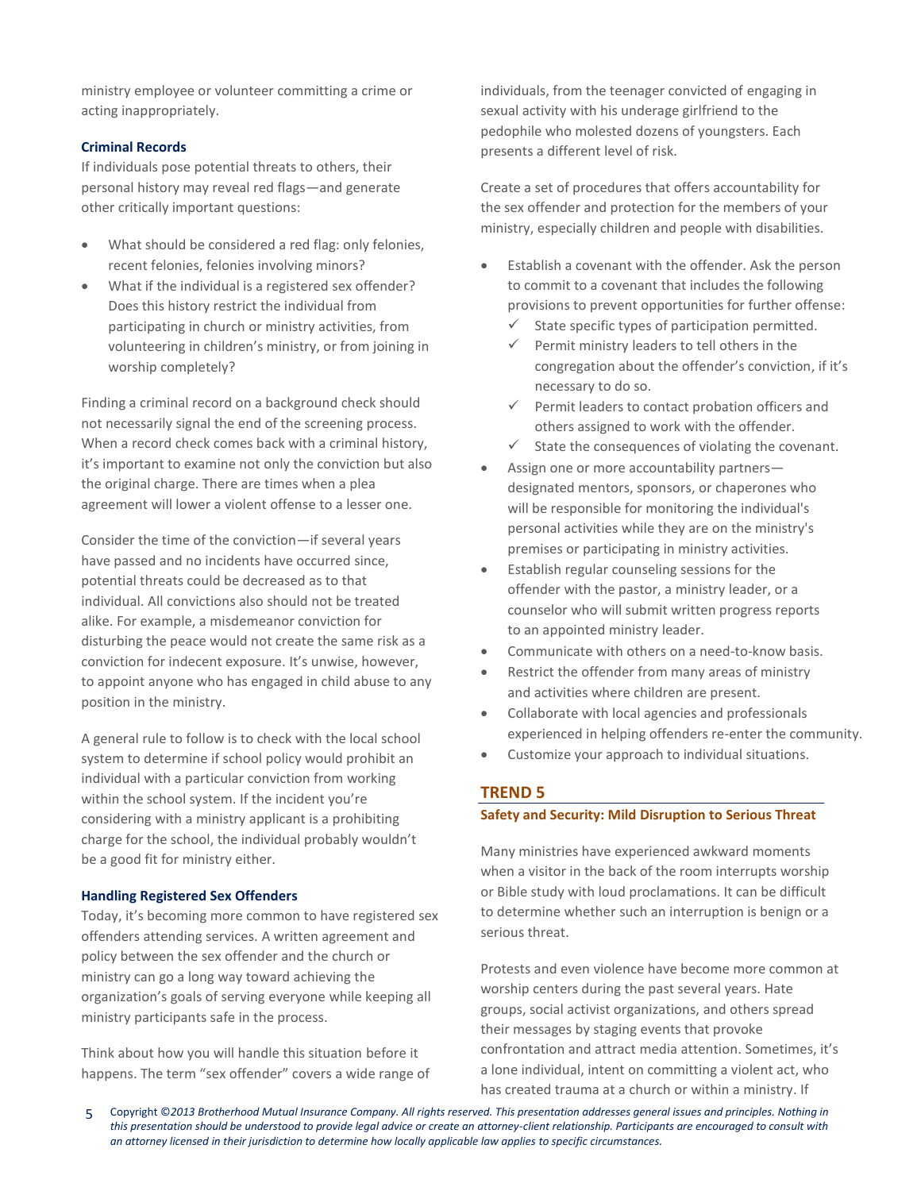ministry employee or volunteer committing a crime or acting inappropriately.

### Criminal Records

If individuals pose potential threats to others, their personal history may reveal red flags—and generate other critically important questions:

- What should be considered a red flag: only felonies, recent felonies, felonies involving minors?
- What if the individual is a registered sex offender? Does this history restrict the individual from participating in church or ministry activities, from volunteering in children's ministry, or from joining in worship completely?

Finding a criminal record on a background check should not necessarily signal the end of the screening process. When a record check comes back with a criminal history, it's important to examine not only the conviction but also the original charge. There are times when a plea agreement will lower a violent offense to a lesser one.

Consider the time of the conviction—if several years have passed and no incidents have occurred since, potential threats could be decreased as to that individual. All convictions also should not be treated alike. For example, a misdemeanor conviction for disturbing the peace would not create the same risk as a conviction for indecent exposure. It's unwise, however, to appoint anyone who has engaged in child abuse to any position in the ministry.

A general rule to follow is to check with the local school system to determine if school policy would prohibit an individual with a particular conviction from working within the school system. If the incident you're considering with a ministry applicant is a prohibiting charge for the school, the individual probably wouldn't be a good fit for ministry either.

### Handling Registered Sex Offenders

Today, it's becoming more common to have registered sex offenders attending services. A written agreement and policy between the sex offender and the church or ministry can go a long way toward achieving the organization's goals of serving everyone while keeping all ministry participants safe in the process.

Think about how you will handle this situation before it happens. The term "sex offender" covers a wide range of individuals, from the teenager convicted of engaging in sexual activity with his underage girlfriend to the pedophile who molested dozens of youngsters. Each presents a different level of risk.

Create a set of procedures that offers accountability for the sex offender and protection for the members of your ministry, especially children and people with disabilities.

- Establish a covenant with the offender. Ask the person to commit to a covenant that includes the following provisions to prevent opportunities for further offense:
  - ✓ State specific types of participation permitted.
  - ✓ Permit ministry leaders to tell others in the congregation about the offender's conviction, if it's necessary to do so.
  - ✓ Permit leaders to contact probation officers and others assigned to work with the offender.
  - ✓ State the consequences of violating the covenant.
- Assign one or more accountability partners—designated mentors, sponsors, or chaperones who will be responsible for monitoring the individual's personal activities while they are on the ministry's premises or participating in ministry activities.
- Establish regular counseling sessions for the offender with the pastor, a ministry leader, or a counselor who will submit written progress reports to an appointed ministry leader.
- Communicate with others on a need-to-know basis.
- Restrict the offender from many areas of ministry and activities where children are present.
- Collaborate with local agencies and professionals experienced in helping offenders re-enter the community.
- Customize your approach to individual situations.

## TREND 5

### Safety and Security: Mild Disruption to Serious Threat

Many ministries have experienced awkward moments when a visitor in the back of the room interrupts worship or Bible study with loud proclamations. It can be difficult to determine whether such an interruption is benign or a serious threat.

Protests and even violence have become more common at worship centers during the past several years. Hate groups, social activist organizations, and others spread their messages by staging events that provoke confrontation and attract media attention. Sometimes, it's a lone individual, intent on committing a violent act, who has created trauma at a church or within a ministry. If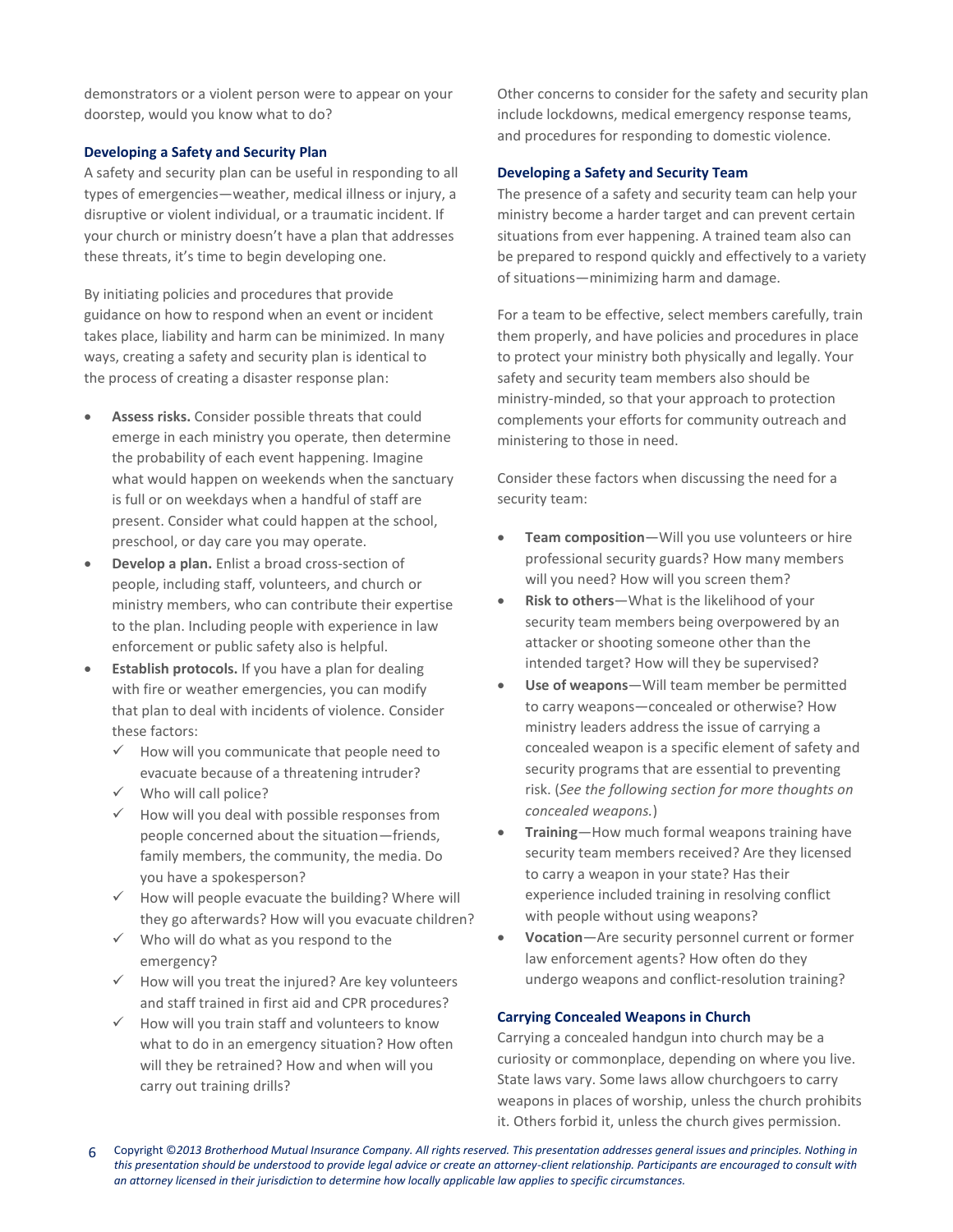demonstrators or a violent person were to appear on your doorstep, would you know what to do?

### Developing a Safety and Security Plan

A safety and security plan can be useful in responding to all types of emergencies—weather, medical illness or injury, a disruptive or violent individual, or a traumatic incident. If your church or ministry doesn't have a plan that addresses these threats, it's time to begin developing one.

By initiating policies and procedures that provide guidance on how to respond when an event or incident takes place, liability and harm can be minimized. In many ways, creating a safety and security plan is identical to the process of creating a disaster response plan:

- **Assess risks.** Consider possible threats that could emerge in each ministry you operate, then determine the probability of each event happening. Imagine what would happen on weekends when the sanctuary is full or on weekdays when a handful of staff are present. Consider what could happen at the school, preschool, or day care you may operate.
- **Develop a plan.** Enlist a broad cross-section of people, including staff, volunteers, and church or ministry members, who can contribute their expertise to the plan. Including people with experience in law enforcement or public safety also is helpful.
- **Establish protocols.** If you have a plan for dealing with fire or weather emergencies, you can modify that plan to deal with incidents of violence. Consider these factors:
  - ✓ How will you communicate that people need to evacuate because of a threatening intruder?
  - ✓ Who will call police?
  - ✓ How will you deal with possible responses from people concerned about the situation—friends, family members, the community, the media. Do you have a spokesperson?
  - ✓ How will people evacuate the building? Where will they go afterwards? How will you evacuate children?
  - ✓ Who will do what as you respond to the emergency?
  - ✓ How will you treat the injured? Are key volunteers and staff trained in first aid and CPR procedures?
  - ✓ How will you train staff and volunteers to know what to do in an emergency situation? How often will they be retrained? How and when will you carry out training drills?

Other concerns to consider for the safety and security plan include lockdowns, medical emergency response teams, and procedures for responding to domestic violence.

### Developing a Safety and Security Team

The presence of a safety and security team can help your ministry become a harder target and can prevent certain situations from ever happening. A trained team also can be prepared to respond quickly and effectively to a variety of situations—minimizing harm and damage.

For a team to be effective, select members carefully, train them properly, and have policies and procedures in place to protect your ministry both physically and legally. Your safety and security team members also should be ministry-minded, so that your approach to protection complements your efforts for community outreach and ministering to those in need.

Consider these factors when discussing the need for a security team:

- **Team composition**—Will you use volunteers or hire professional security guards? How many members will you need? How will you screen them?
- **Risk to others**—What is the likelihood of your security team members being overpowered by an attacker or shooting someone other than the intended target? How will they be supervised?
- **Use of weapons**—Will team member be permitted to carry weapons—concealed or otherwise? How ministry leaders address the issue of carrying a concealed weapon is a specific element of safety and security programs that are essential to preventing risk. (*See the following section for more thoughts on concealed weapons.*)
- **Training**—How much formal weapons training have security team members received? Are they licensed to carry a weapon in your state? Has their experience included training in resolving conflict with people without using weapons?
- **Vocation**—Are security personnel current or former law enforcement agents? How often do they undergo weapons and conflict-resolution training?

### Carrying Concealed Weapons in Church

Carrying a concealed handgun into church may be a curiosity or commonplace, depending on where you live. State laws vary. Some laws allow churchgoers to carry weapons in places of worship, unless the church prohibits it. Others forbid it, unless the church gives permission.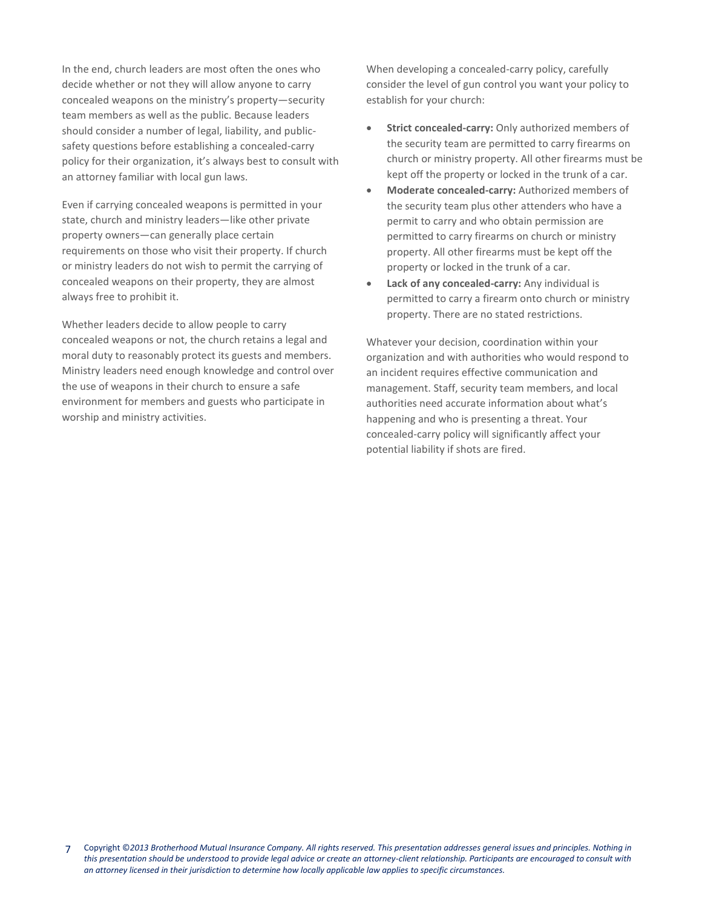In the end, church leaders are most often the ones who decide whether or not they will allow anyone to carry concealed weapons on the ministry's property—security team members as well as the public. Because leaders should consider a number of legal, liability, and public-safety questions before establishing a concealed-carry policy for their organization, it's always best to consult with an attorney familiar with local gun laws.

Even if carrying concealed weapons is permitted in your state, church and ministry leaders—like other private property owners—can generally place certain requirements on those who visit their property. If church or ministry leaders do not wish to permit the carrying of concealed weapons on their property, they are almost always free to prohibit it.

Whether leaders decide to allow people to carry concealed weapons or not, the church retains a legal and moral duty to reasonably protect its guests and members. Ministry leaders need enough knowledge and control over the use of weapons in their church to ensure a safe environment for members and guests who participate in worship and ministry activities.

When developing a concealed-carry policy, carefully consider the level of gun control you want your policy to establish for your church:

- **Strict concealed-carry:** Only authorized members of the security team are permitted to carry firearms on church or ministry property. All other firearms must be kept off the property or locked in the trunk of a car.
- **Moderate concealed-carry:** Authorized members of the security team plus other attenders who have a permit to carry and who obtain permission are permitted to carry firearms on church or ministry property. All other firearms must be kept off the property or locked in the trunk of a car.
- **Lack of any concealed-carry:** Any individual is permitted to carry a firearm onto church or ministry property. There are no stated restrictions.

Whatever your decision, coordination within your organization and with authorities who would respond to an incident requires effective communication and management. Staff, security team members, and local authorities need accurate information about what's happening and who is presenting a threat. Your concealed-carry policy will significantly affect your potential liability if shots are fired.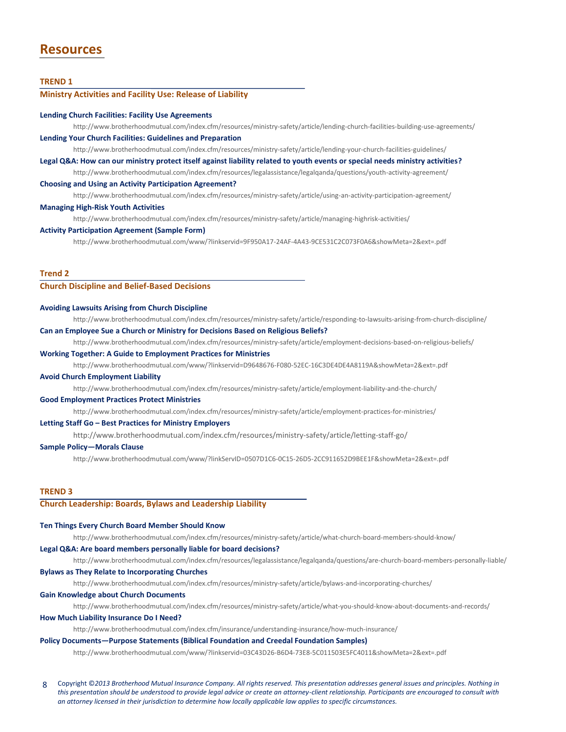# Resources

## TREND 1

### Ministry Activities and Facility Use: Release of Liability

**Lending Church Facilities: Facility Use Agreements**

http://www.brotherhoodmutual.com/index.cfm/resources/ministry-safety/article/lending-church-facilities-building-use-agreements/

**Lending Your Church Facilities: Guidelines and Preparation**

http://www.brotherhoodmutual.com/index.cfm/resources/ministry-safety/article/lending-your-church-facilities-guidelines/

**Legal Q&A: How can our ministry protect itself against liability related to youth events or special needs ministry activities?**

http://www.brotherhoodmutual.com/index.cfm/resources/legalassistance/legalqanda/questions/youth-activity-agreement/

**Choosing and Using an Activity Participation Agreement?**

http://www.brotherhoodmutual.com/index.cfm/resources/ministry-safety/article/using-an-activity-participation-agreement/

**Managing High-Risk Youth Activities**

http://www.brotherhoodmutual.com/index.cfm/resources/ministry-safety/article/managing-highrisk-activities/

**Activity Participation Agreement (Sample Form)**

http://www.brotherhoodmutual.com/www/?linkservid=9F950A17-24AF-4A43-9CE531C2C073F0A6&showMeta=2&ext=.pdf

## Trend 2

### Church Discipline and Belief-Based Decisions

**Avoiding Lawsuits Arising from Church Discipline**

http://www.brotherhoodmutual.com/index.cfm/resources/ministry-safety/article/responding-to-lawsuits-arising-from-church-discipline/

**Can an Employee Sue a Church or Ministry for Decisions Based on Religious Beliefs?**

http://www.brotherhoodmutual.com/index.cfm/resources/ministry-safety/article/employment-decisions-based-on-religious-beliefs/

**Working Together: A Guide to Employment Practices for Ministries**

http://www.brotherhoodmutual.com/www/?linkservid=D9648676-F080-52EC-16C3DE4DE4A8119A&showMeta=2&ext=.pdf

**Avoid Church Employment Liability**

http://www.brotherhoodmutual.com/index.cfm/resources/ministry-safety/article/employment-liability-and-the-church/

**Good Employment Practices Protect Ministries**

http://www.brotherhoodmutual.com/index.cfm/resources/ministry-safety/article/employment-practices-for-ministries/

**Letting Staff Go – Best Practices for Ministry Employers**

http://www.brotherhoodmutual.com/index.cfm/resources/ministry-safety/article/letting-staff-go/

**Sample Policy—Morals Clause**

http://www.brotherhoodmutual.com/www/?linkServID=0507D1C6-0C15-26D5-2CC911652D9BEE1F&showMeta=2&ext=.pdf

## TREND 3

### Church Leadership: Boards, Bylaws and Leadership Liability

**Ten Things Every Church Board Member Should Know**

http://www.brotherhoodmutual.com/index.cfm/resources/ministry-safety/article/what-church-board-members-should-know/

**Legal Q&A: Are board members personally liable for board decisions?**

http://www.brotherhoodmutual.com/index.cfm/resources/legalassistance/legalqanda/questions/are-church-board-members-personally-liable/

**Bylaws as They Relate to Incorporating Churches**

http://www.brotherhoodmutual.com/index.cfm/resources/ministry-safety/article/bylaws-and-incorporating-churches/

**Gain Knowledge about Church Documents**

http://www.brotherhoodmutual.com/index.cfm/resources/ministry-safety/article/what-you-should-know-about-documents-and-records/

**How Much Liability Insurance Do I Need?**

http://www.brotherhoodmutual.com/index.cfm/insurance/understanding-insurance/how-much-insurance/

**Policy Documents—Purpose Statements (Biblical Foundation and Creedal Foundation Samples)**

http://www.brotherhoodmutual.com/www/?linkservid=03C43D26-B6D4-73E8-5C011503E5FC4011&showMeta=2&ext=.pdf

*Copyright ©2013 Brotherhood Mutual Insurance Company. All rights reserved. This presentation addresses general issues and principles. Nothing in this presentation should be understood to provide legal advice or create an attorney-client relationship. Participants are encouraged to consult with an attorney licensed in their jurisdiction to determine how locally applicable law applies to specific circumstances.*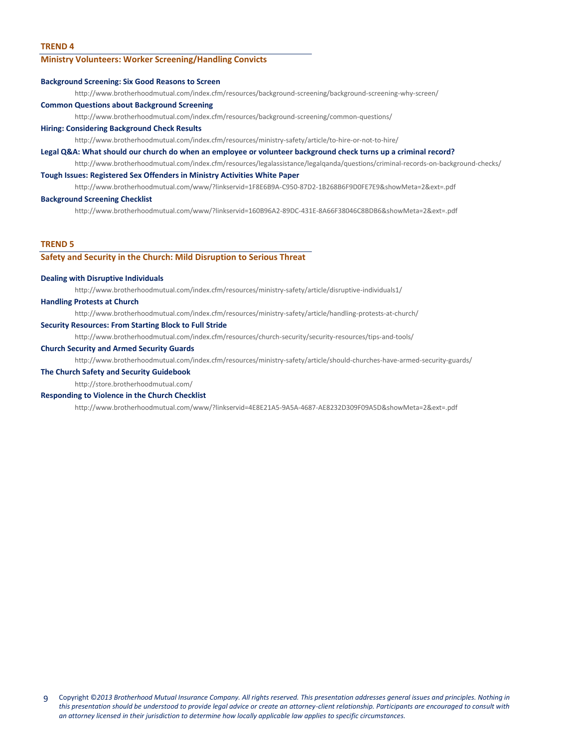## TREND 4

### Ministry Volunteers: Worker Screening/Handling Convicts

**Background Screening: Six Good Reasons to Screen**

http://www.brotherhoodmutual.com/index.cfm/resources/background-screening/background-screening-why-screen/

**Common Questions about Background Screening**

http://www.brotherhoodmutual.com/index.cfm/resources/background-screening/common-questions/

**Hiring: Considering Background Check Results**

http://www.brotherhoodmutual.com/index.cfm/resources/ministry-safety/article/to-hire-or-not-to-hire/

**Legal Q&A: What should our church do when an employee or volunteer background check turns up a criminal record?**

http://www.brotherhoodmutual.com/index.cfm/resources/legalassistance/legalqanda/questions/criminal-records-on-background-checks/

**Tough Issues: Registered Sex Offenders in Ministry Activities White Paper**

http://www.brotherhoodmutual.com/www/?linkservid=1F8E6B9A-C950-87D2-1B268B6F9D0FE7E9&showMeta=2&ext=.pdf

**Background Screening Checklist**

http://www.brotherhoodmutual.com/www/?linkservid=160B96A2-89DC-431E-8A66F38046C8BDB6&showMeta=2&ext=.pdf

## TREND 5

### Safety and Security in the Church: Mild Disruption to Serious Threat

**Dealing with Disruptive Individuals**

http://www.brotherhoodmutual.com/index.cfm/resources/ministry-safety/article/disruptive-individuals1/

**Handling Protests at Church**

http://www.brotherhoodmutual.com/index.cfm/resources/ministry-safety/article/handling-protests-at-church/

**Security Resources: From Starting Block to Full Stride**

http://www.brotherhoodmutual.com/index.cfm/resources/church-security/security-resources/tips-and-tools/

**Church Security and Armed Security Guards**

http://www.brotherhoodmutual.com/index.cfm/resources/ministry-safety/article/should-churches-have-armed-security-guards/

**The Church Safety and Security Guidebook**

http://store.brotherhoodmutual.com/

**Responding to Violence in the Church Checklist**

http://www.brotherhoodmutual.com/www/?linkservid=4E8E21A5-9A5A-4687-AE8232D309F09A5D&showMeta=2&ext=.pdf

*Copyright ©2013 Brotherhood Mutual Insurance Company. All rights reserved. This presentation addresses general issues and principles. Nothing in this presentation should be understood to provide legal advice or create an attorney-client relationship. Participants are encouraged to consult with an attorney licensed in their jurisdiction to determine how locally applicable law applies to specific circumstances.*